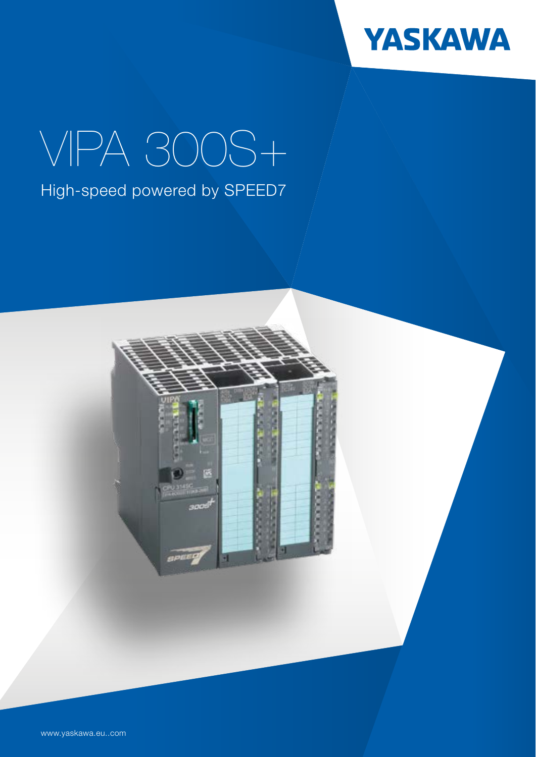YASKAWA

# VIPA 300S+

## High-speed powered by SPEED7

www.yaskawa.eu..com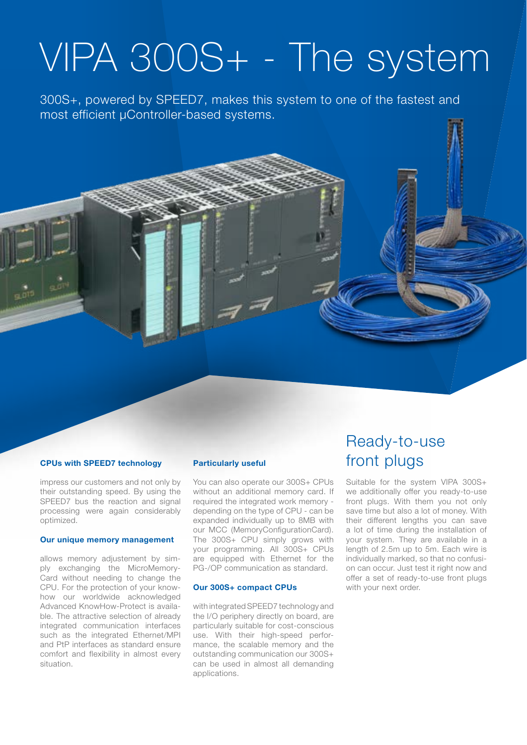# VIPA 300S+ - The system

300S+, powered by SPEED7, makes this system to one of the fastest and most efficient µController-based systems.

### CPUs with SPEED7 technology

impress our customers and not only by their outstanding speed. By using the SPEED7 bus the reaction and signal processing were again considerably optimized.

### Our unique memory management

allows memory adjustement by simply exchanging the MicroMemoryCard without needing to change the CPU. For the protection of your know-how our worldwide acknowledged Advanced KnowHow-Protect is available. The attractive selection of already integrated communication interfaces such as the integrated Ethernet/MPI and PtP interfaces as standard ensure comfort and flexibility in almost every situation.

### Particularly useful

You can also operate our 300S+ CPUs without an additional memory card. If required the integrated work memory - depending on the type of CPU - can be expanded individually up to 8MB with our MCC (MemoryConfigurationCard). The 300S+ CPU simply grows with your programming. All 300S+ CPUs are equipped with Ethernet for the PG-/OP communication as standard.

### Our 300S+ compact CPUs

with integrated SPEED7 technology and the I/O periphery directly on board, are particularly suitable for cost-conscious use. With their high-speed performance, the scalable memory and the outstanding communication our 300S+ can be used in almost all demanding applications.

## Ready-to-use front plugs

Suitable for the system VIPA 300S+ we additionally offer you ready-to-use front plugs. With them you not only save time but also a lot of money. With their different lengths you can save a lot of time during the installation of your system. They are available in a length of 2.5m up to 5m. Each wire is individually marked, so that no confusion can occur. Just test it right now and offer a set of ready-to-use front plugs with your next order.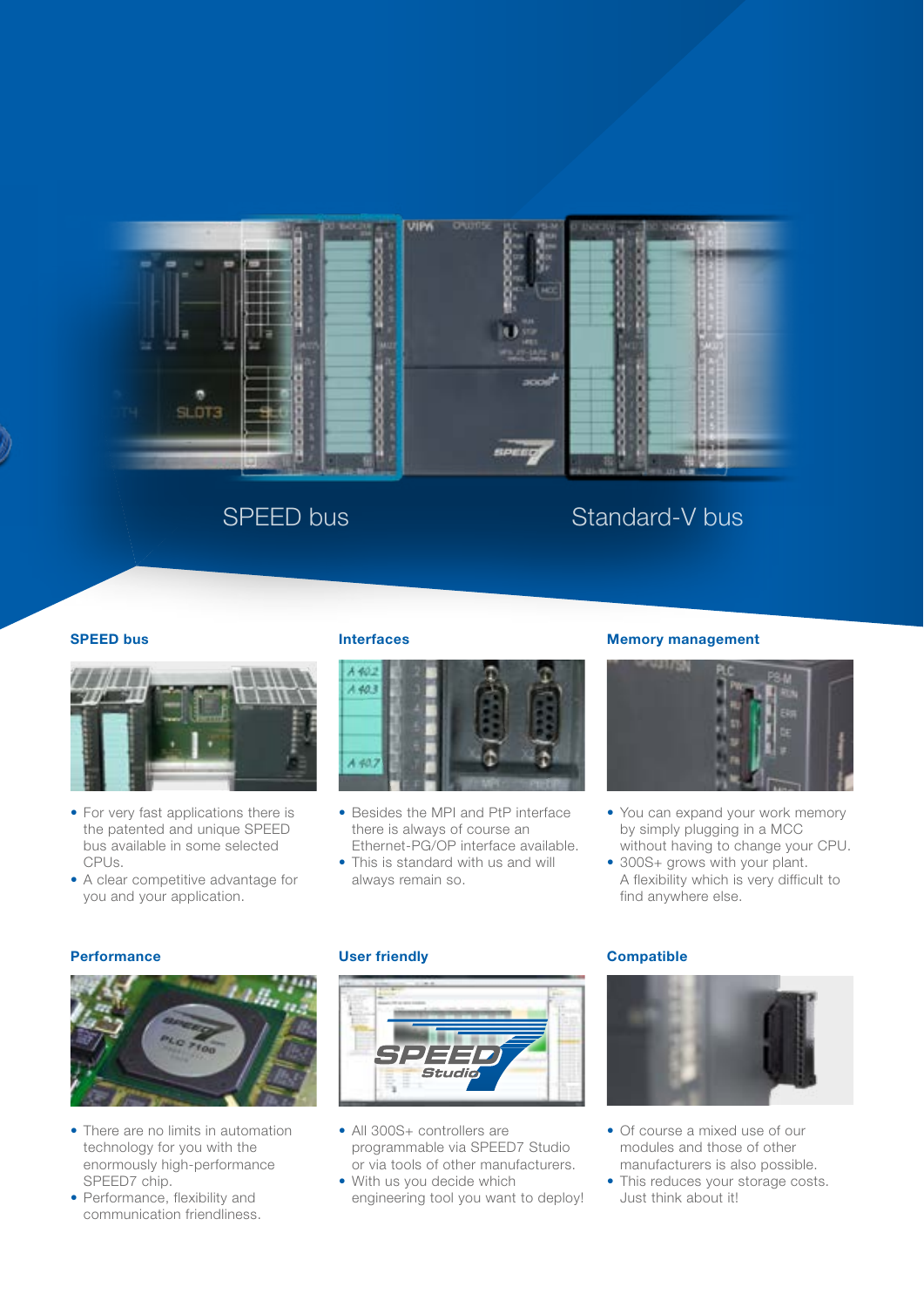SPEED bus

Standard-V bus

### SPEED bus

- For very fast applications there is the patented and unique SPEED bus available in some selected CPUs.
- A clear competitive advantage for you and your application.

### Interfaces

- Besides the MPI and PtP interface there is always of course an Ethernet-PG/OP interface available.
- This is standard with us and will always remain so.

### Memory management

- You can expand your work memory by simply plugging in a MCC without having to change your CPU.
- 300S+ grows with your plant. A flexibility which is very difficult to find anywhere else.

### Performance

- There are no limits in automation technology for you with the enormously high-performance SPEED7 chip.
- Performance, flexibility and communication friendliness.

### User friendly

- All 300S+ controllers are programmable via SPEED7 Studio or via tools of other manufacturers.
- With us you decide which engineering tool you want to deploy!

### Compatible

- Of course a mixed use of our modules and those of other manufacturers is also possible.
- This reduces your storage costs. Just think about it!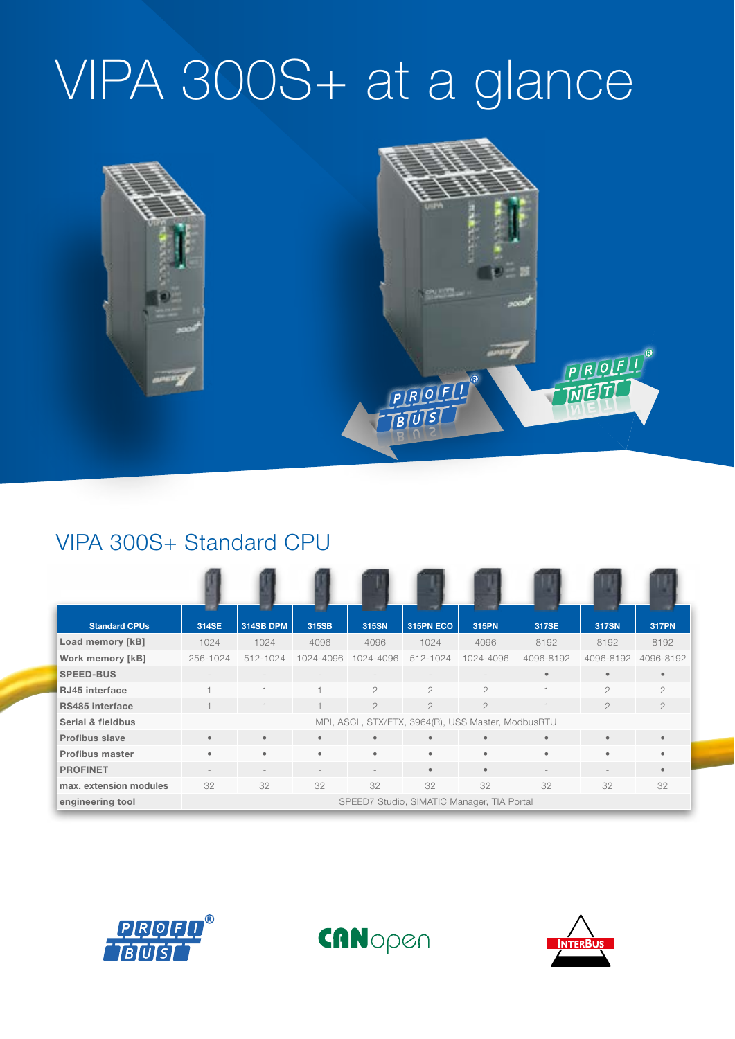# VIPA 300S+ at a glance

## VIPA 300S+ Standard CPU

| Standard CPUs | 314SE | 314SB DPM | 315SB | 315SN | 315PN ECO | 315PN | 317SE | 317SN | 317PN |
|---|---|---|---|---|---|---|---|---|---|
| Load memory [kB] | 1024 | 1024 | 4096 | 4096 | 1024 | 4096 | 8192 | 8192 | 8192 |
| Work memory [kB] | 256-1024 | 512-1024 | 1024-4096 | 1024-4096 | 512-1024 | 1024-4096 | 4096-8192 | 4096-8192 | 4096-8192 |
| SPEED-BUS | - | - | - | - | - | - | • | • | • |
| RJ45 interface | 1 | 1 | 1 | 2 | 2 | 2 | 1 | 2 | 2 |
| RS485 interface | 1 | 1 | 1 | 2 | 2 | 2 | 1 | 2 | 2 |
| Serial & fieldbus | MPI, ASCII, STX/ETX, 3964(R), USS Master, ModbusRTU | | | | | | | | |
| Profibus slave | • | • | • | • | • | • | • | • | • |
| Profibus master | • | • | • | • | • | • | • | • | • |
| PROFINET | - | - | - | - | • | • | - | - | • |
| max. extension modules | 32 | 32 | 32 | 32 | 32 | 32 | 32 | 32 | 32 |
| engineering tool | SPEED7 Studio, SIMATIC Manager, TIA Portal | | | | | | | | |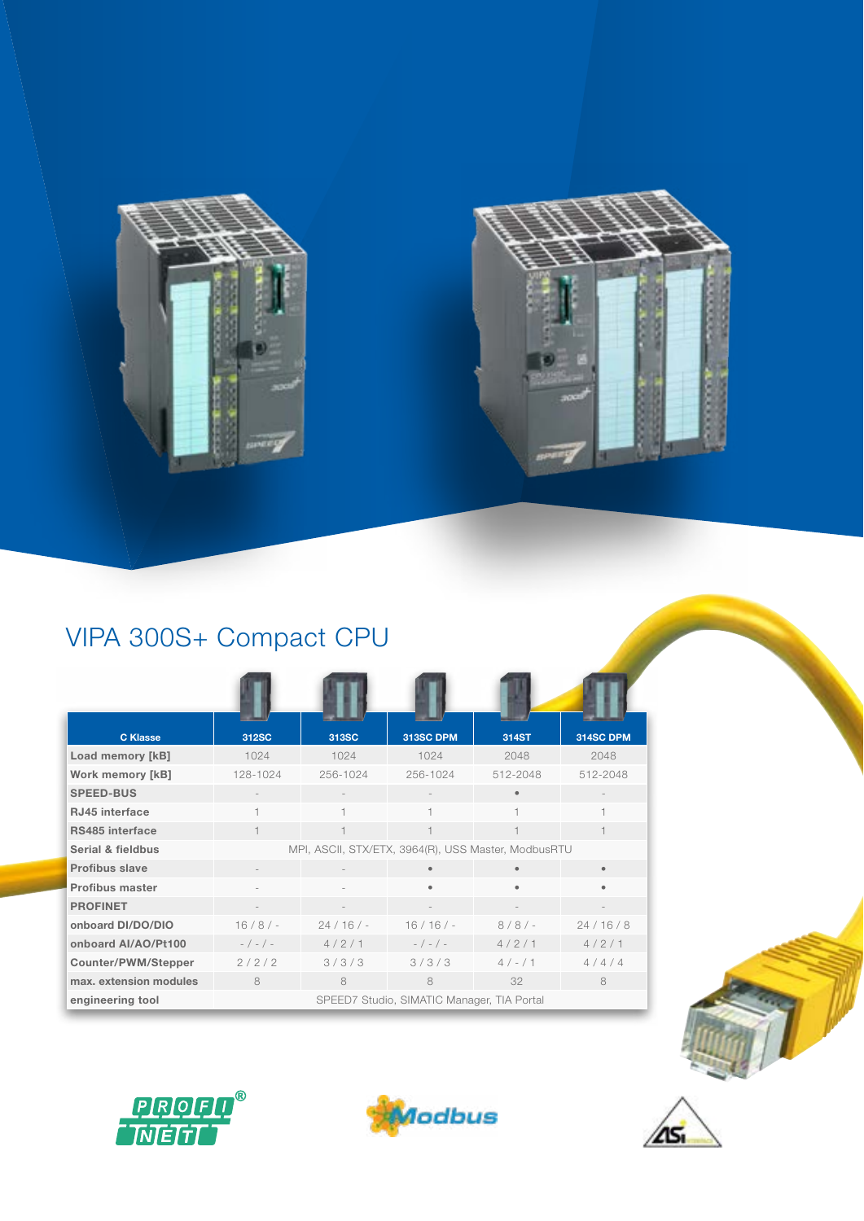# VIPA 300S+ Compact CPU

| C Klasse | 312SC | 313SC | 313SC DPM | 314ST | 314SC DPM |
|---|---|---|---|---|---|
| Load memory [kB] | 1024 | 1024 | 1024 | 2048 | 2048 |
| Work memory [kB] | 128-1024 | 256-1024 | 256-1024 | 512-2048 | 512-2048 |
| SPEED-BUS | - | - | - | • | - |
| RJ45 interface | 1 | 1 | 1 | 1 | 1 |
| RS485 interface | 1 | 1 | 1 | 1 | 1 |
| Serial & fieldbus | MPI, ASCII, STX/ETX, 3964(R), USS Master, ModbusRTU | | | | |
| Profibus slave | - | - | • | • | • |
| Profibus master | - | - | • | • | • |
| PROFINET | - | - | - | - | - |
| onboard DI/DO/DIO | 16 / 8 / - | 24 / 16 / - | 16 / 16 / - | 8 / 8 / - | 24 / 16 / 8 |
| onboard AI/AO/Pt100 | - / - / - | 4 / 2 / 1 | - / - / - | 4 / 2 / 1 | 4 / 2 / 1 |
| Counter/PWM/Stepper | 2 / 2 / 2 | 3 / 3 / 3 | 3 / 3 / 3 | 4 / - / 1 | 4 / 4 / 4 |
| max. extension modules | 8 | 8 | 8 | 32 | 8 |
| engineering tool | SPEED7 Studio, SIMATIC Manager, TIA Portal | | | | |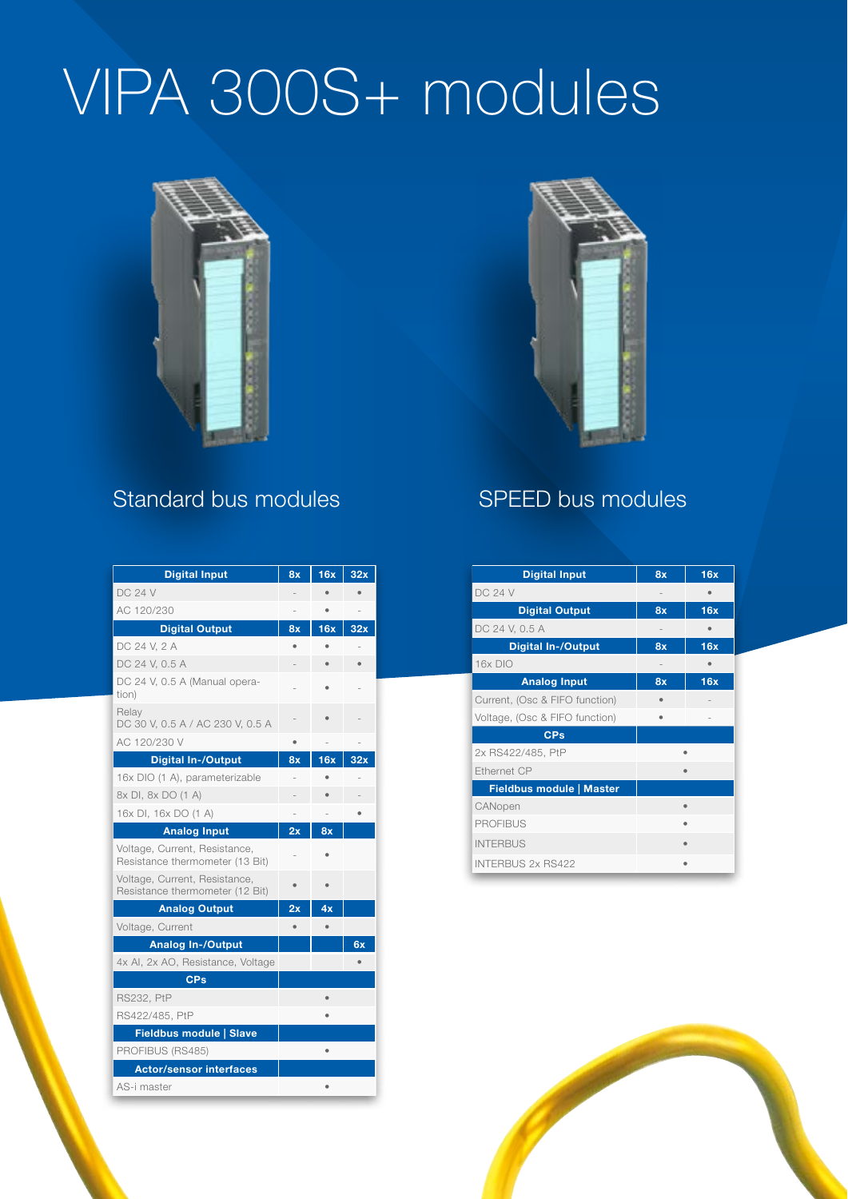# VIPA 300S+ modules

## Standard bus modules

| Digital Input | 8x | 16x | 32x |
|---|---|---|---|
| DC 24 V | - | • | • |
| AC 120/230 | - | • | - |
| **Digital Output** | **8x** | **16x** | **32x** |
| DC 24 V, 2 A | • | • | - |
| DC 24 V, 0.5 A | - | • | • |
| DC 24 V, 0.5 A (Manual operation) | - | • | - |
| Relay DC 30 V, 0.5 A / AC 230 V, 0.5 A | - | • | - |
| AC 120/230 V | • | - | - |
| **Digital In-/Output** | **8x** | **16x** | **32x** |
| 16x DIO (1 A), parameterizable | - | • | - |
| 8x DI, 8x DO (1 A) | - | • | - |
| 16x DI, 16x DO (1 A) | - | - | • |
| **Analog Input** | **2x** | **8x** | |
| Voltage, Current, Resistance, Resistance thermometer (13 Bit) | - | • | |
| Voltage, Current, Resistance, Resistance thermometer (12 Bit) | • | • | |
| **Analog Output** | **2x** | **4x** | |
| Voltage, Current | • | • | |
| **Analog In-/Output** | | | **6x** |
| 4x AI, 2x AO, Resistance, Voltage | | | • |
| **CPs** | | | |
| RS232, PtP | | • | |
| RS422/485, PtP | | • | |
| **Fieldbus module \| Slave** | | | |
| PROFIBUS (RS485) | | • | |
| **Actor/sensor interfaces** | | | |
| AS-i master | | • | |

## SPEED bus modules

| Digital Input | 8x | 16x |
|---|---|---|
| DC 24 V | - | • |
| **Digital Output** | **8x** | **16x** |
| DC 24 V, 0.5 A | - | • |
| **Digital In-/Output** | **8x** | **16x** |
| 16x DIO | - | • |
| **Analog Input** | **8x** | **16x** |
| Current, (Osc & FIFO function) | • | - |
| Voltage, (Osc & FIFO function) | • | - |
| **CPs** | | |
| 2x RS422/485, PtP | • | |
| Ethernet CP | • | |
| **Fieldbus module \| Master** | | |
| CANopen | • | |
| PROFIBUS | • | |
| INTERBUS | • | |
| INTERBUS 2x RS422 | • | |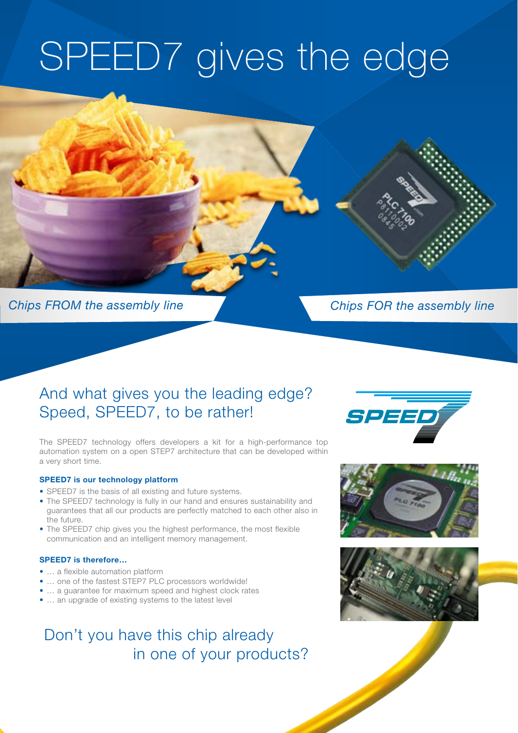# SPEED7 gives the edge

*Chips FROM the assembly line*

*Chips FOR the assembly line*

## And what gives you the leading edge? Speed, SPEED7, to be rather!

The SPEED7 technology offers developers a kit for a high-performance top automation system on a open STEP7 architecture that can be developed within a very short time.

**SPEED7 is our technology platform**

- SPEED7 is the basis of all existing and future systems.
- The SPEED7 technology is fully in our hand and ensures sustainability and guarantees that all our products are perfectly matched to each other also in the future.
- The SPEED7 chip gives you the highest performance, the most flexible communication and an intelligent memory management.

**SPEED7 is therefore…**

- … a flexible automation platform
- … one of the fastest STEP7 PLC processors worldwide!
- … a guarantee for maximum speed and highest clock rates
- … an upgrade of existing systems to the latest level

## Don't you have this chip already in one of your products?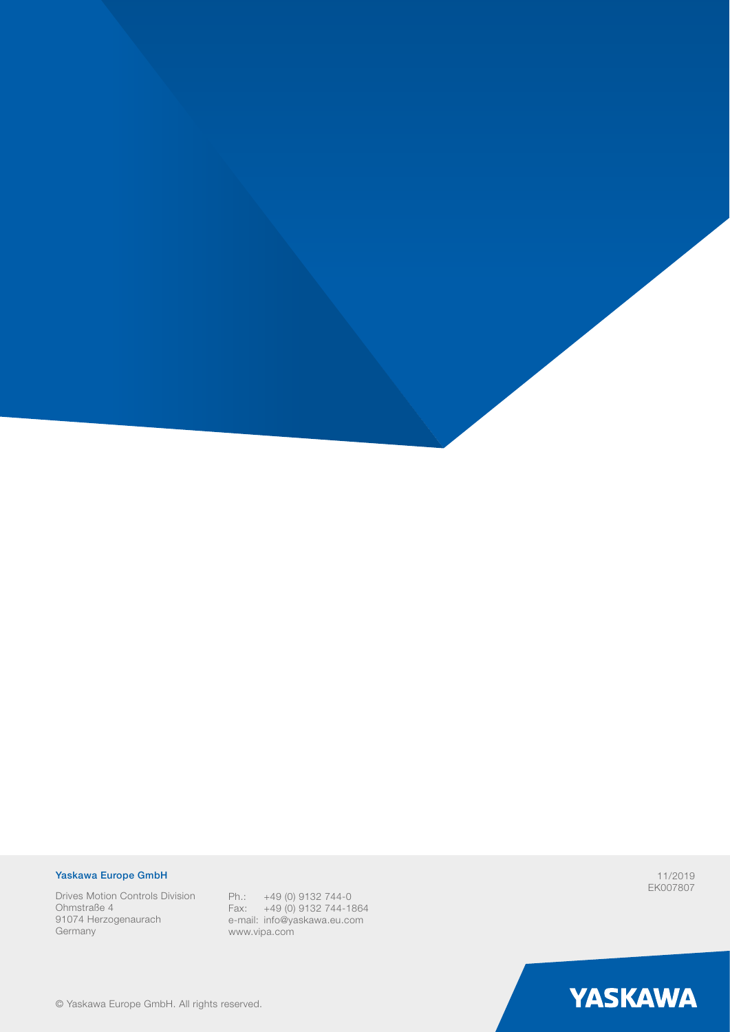**Yaskawa Europe GmbH**

Drives Motion Controls Division
Ohmstraße 4
91074 Herzogenaurach
Germany

Ph.: +49 (0) 9132 744-0
Fax: +49 (0) 9132 744-1864
e-mail: info@yaskawa.eu.com
www.vipa.com

11/2019
EK007807

YASKAWA

© Yaskawa Europe GmbH. All rights reserved.